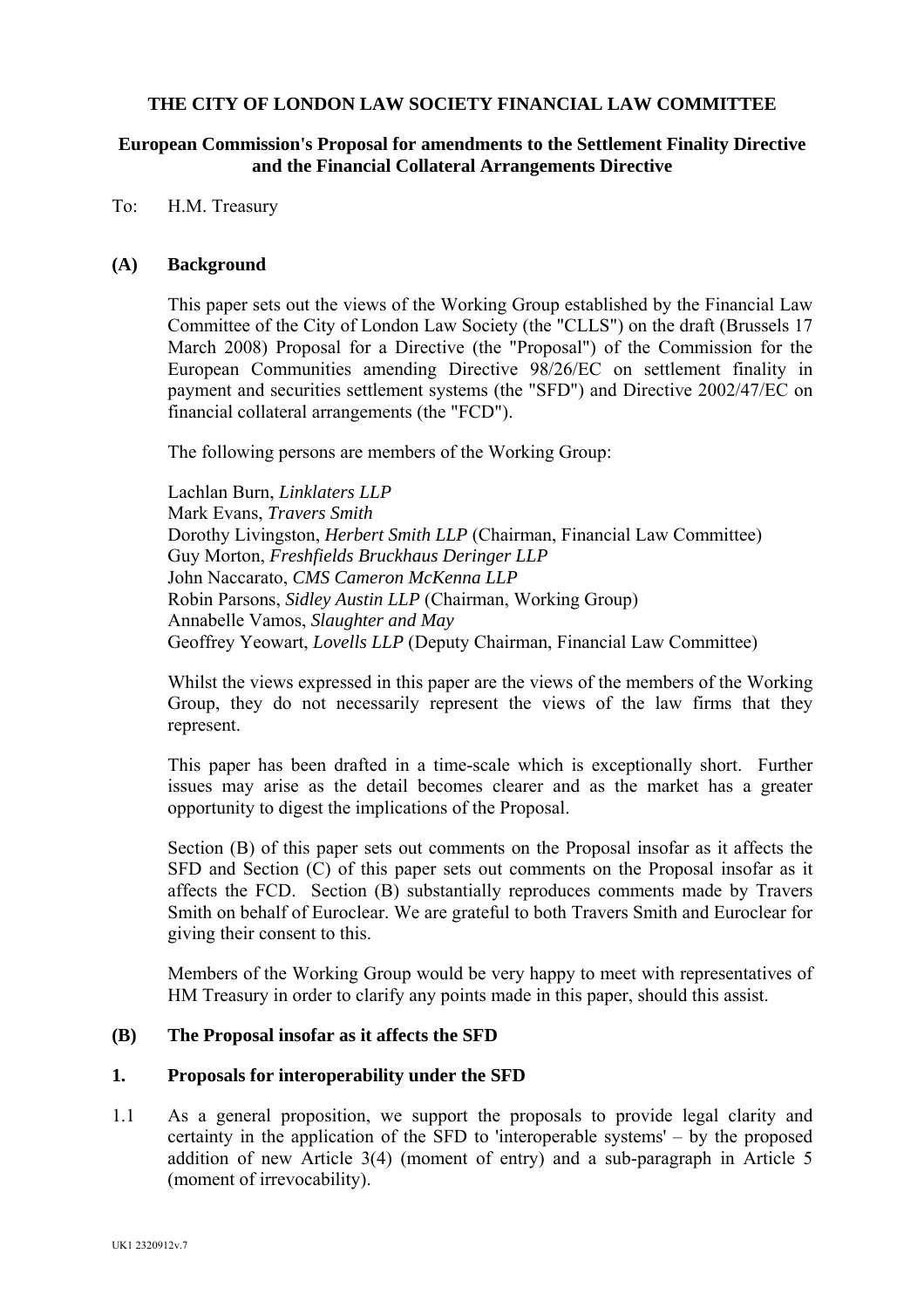# THE CITY OF LONDON LAW SOCIETY FINANCIAL LAW COMMITTEE

## European Commission's Proposal for amendments to the Settlement Finality Directive and the Financial Collateral Arrangements Directive

To: H.M. Treasury

### (A) Background

This paper sets out the views of the Working Group established by the Financial Law Committee of the City of London Law Society (the "CLLS") on the draft (Brussels 17 March 2008) Proposal for a Directive (the "Proposal") of the Commission for the European Communities amending Directive 98/26/EC on settlement finality in payment and securities settlement systems (the "SFD") and Directive 2002/47/EC on financial collateral arrangements (the "FCD").

The following persons are members of the Working Group:

Lachlan Burn, *Linklaters LLP*
Mark Evans, *Travers Smith*
Dorothy Livingston, *Herbert Smith LLP* (Chairman, Financial Law Committee)
Guy Morton, *Freshfields Bruckhaus Deringer LLP*
John Naccarato, *CMS Cameron McKenna LLP*
Robin Parsons, *Sidley Austin LLP* (Chairman, Working Group)
Annabelle Vamos, *Slaughter and May*
Geoffrey Yeowart, *Lovells LLP* (Deputy Chairman, Financial Law Committee)

Whilst the views expressed in this paper are the views of the members of the Working Group, they do not necessarily represent the views of the law firms that they represent.

This paper has been drafted in a time-scale which is exceptionally short. Further issues may arise as the detail becomes clearer and as the market has a greater opportunity to digest the implications of the Proposal.

Section (B) of this paper sets out comments on the Proposal insofar as it affects the SFD and Section (C) of this paper sets out comments on the Proposal insofar as it affects the FCD. Section (B) substantially reproduces comments made by Travers Smith on behalf of Euroclear. We are grateful to both Travers Smith and Euroclear for giving their consent to this.

Members of the Working Group would be very happy to meet with representatives of HM Treasury in order to clarify any points made in this paper, should this assist.

### (B) The Proposal insofar as it affects the SFD

#### 1. Proposals for interoperability under the SFD

1.1 As a general proposition, we support the proposals to provide legal clarity and certainty in the application of the SFD to 'interoperable systems' – by the proposed addition of new Article 3(4) (moment of entry) and a sub-paragraph in Article 5 (moment of irrevocability).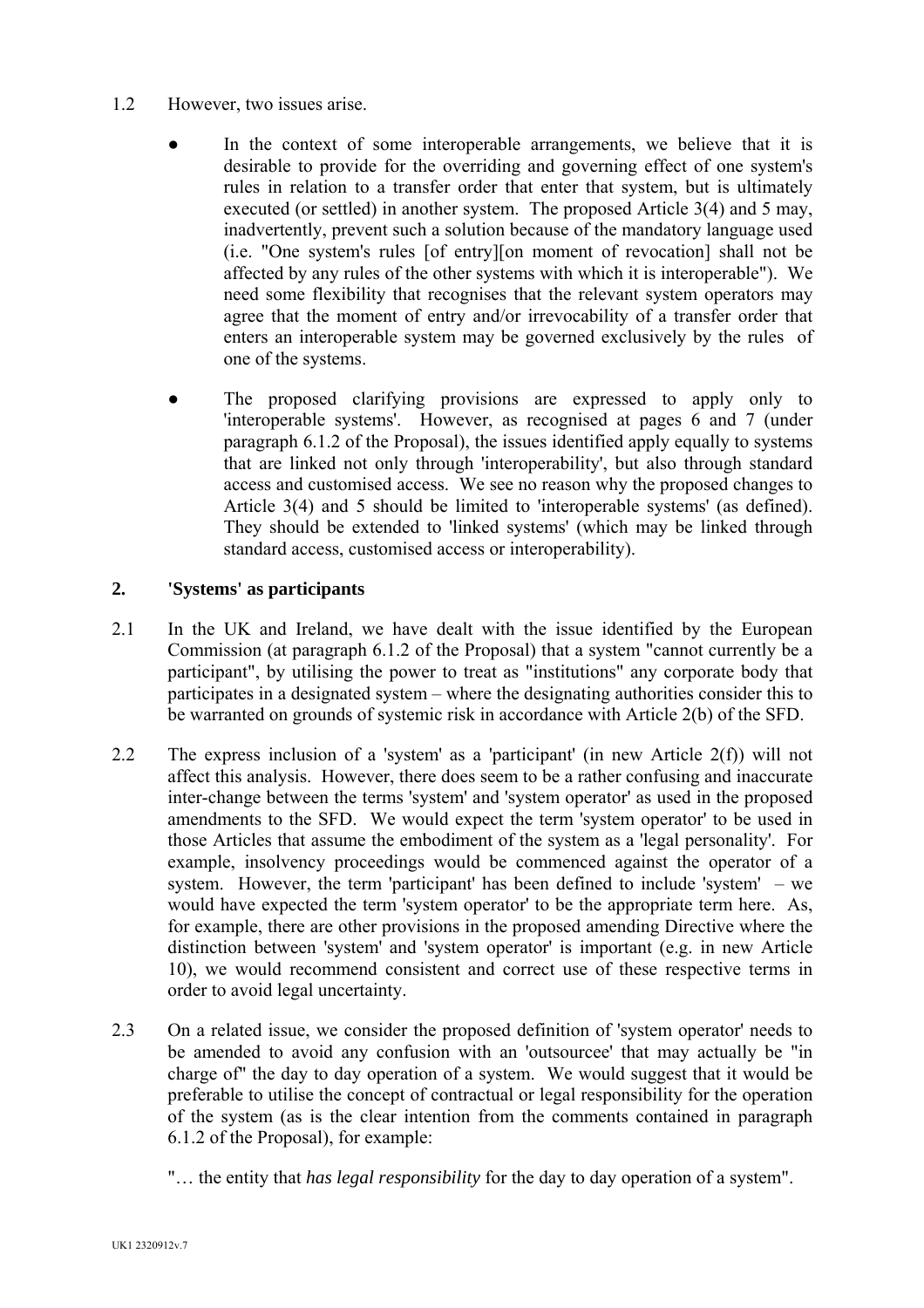1.2 However, two issues arise.

- In the context of some interoperable arrangements, we believe that it is desirable to provide for the overriding and governing effect of one system's rules in relation to a transfer order that enter that system, but is ultimately executed (or settled) in another system. The proposed Article 3(4) and 5 may, inadvertently, prevent such a solution because of the mandatory language used (i.e. "One system's rules [of entry][on moment of revocation] shall not be affected by any rules of the other systems with which it is interoperable"). We need some flexibility that recognises that the relevant system operators may agree that the moment of entry and/or irrevocability of a transfer order that enters an interoperable system may be governed exclusively by the rules of one of the systems.

- The proposed clarifying provisions are expressed to apply only to 'interoperable systems'. However, as recognised at pages 6 and 7 (under paragraph 6.1.2 of the Proposal), the issues identified apply equally to systems that are linked not only through 'interoperability', but also through standard access and customised access. We see no reason why the proposed changes to Article 3(4) and 5 should be limited to 'interoperable systems' (as defined). They should be extended to 'linked systems' (which may be linked through standard access, customised access or interoperability).

## 2. 'Systems' as participants

2.1 In the UK and Ireland, we have dealt with the issue identified by the European Commission (at paragraph 6.1.2 of the Proposal) that a system "cannot currently be a participant", by utilising the power to treat as "institutions" any corporate body that participates in a designated system – where the designating authorities consider this to be warranted on grounds of systemic risk in accordance with Article 2(b) of the SFD.

2.2 The express inclusion of a 'system' as a 'participant' (in new Article 2(f)) will not affect this analysis. However, there does seem to be a rather confusing and inaccurate inter-change between the terms 'system' and 'system operator' as used in the proposed amendments to the SFD. We would expect the term 'system operator' to be used in those Articles that assume the embodiment of the system as a 'legal personality'. For example, insolvency proceedings would be commenced against the operator of a system. However, the term 'participant' has been defined to include 'system' – we would have expected the term 'system operator' to be the appropriate term here. As, for example, there are other provisions in the proposed amending Directive where the distinction between 'system' and 'system operator' is important (e.g. in new Article 10), we would recommend consistent and correct use of these respective terms in order to avoid legal uncertainty.

2.3 On a related issue, we consider the proposed definition of 'system operator' needs to be amended to avoid any confusion with an 'outsourcee' that may actually be "in charge of" the day to day operation of a system. We would suggest that it would be preferable to utilise the concept of contractual or legal responsibility for the operation of the system (as is the clear intention from the comments contained in paragraph 6.1.2 of the Proposal), for example:

"… the entity that *has legal responsibility* for the day to day operation of a system".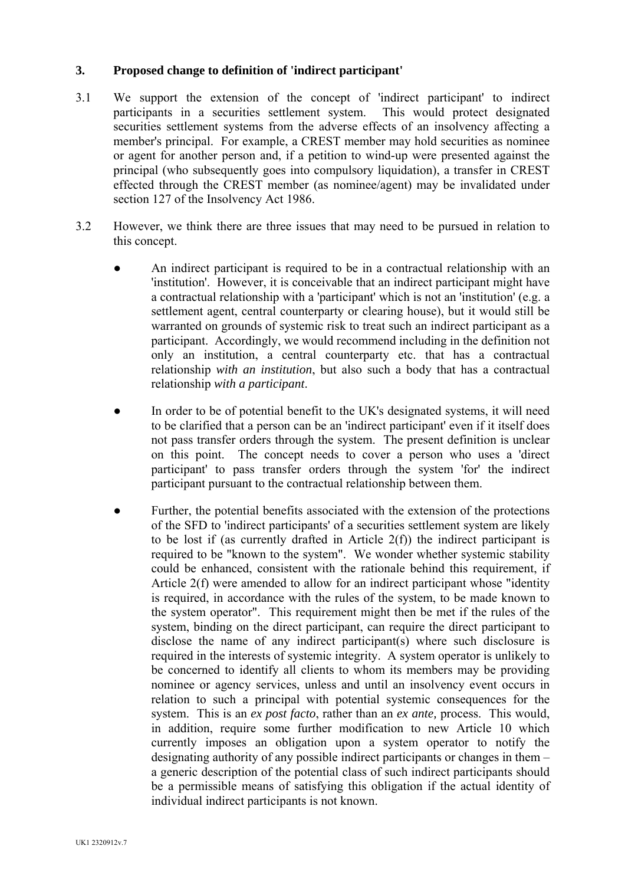### 3. Proposed change to definition of 'indirect participant'

3.1 We support the extension of the concept of 'indirect participant' to indirect participants in a securities settlement system. This would protect designated securities settlement systems from the adverse effects of an insolvency affecting a member's principal. For example, a CREST member may hold securities as nominee or agent for another person and, if a petition to wind-up were presented against the principal (who subsequently goes into compulsory liquidation), a transfer in CREST effected through the CREST member (as nominee/agent) may be invalidated under section 127 of the Insolvency Act 1986.

3.2 However, we think there are three issues that may need to be pursued in relation to this concept.

- An indirect participant is required to be in a contractual relationship with an 'institution'. However, it is conceivable that an indirect participant might have a contractual relationship with a 'participant' which is not an 'institution' (e.g. a settlement agent, central counterparty or clearing house), but it would still be warranted on grounds of systemic risk to treat such an indirect participant as a participant. Accordingly, we would recommend including in the definition not only an institution, a central counterparty etc. that has a contractual relationship *with an institution*, but also such a body that has a contractual relationship *with a participant*.

- In order to be of potential benefit to the UK's designated systems, it will need to be clarified that a person can be an 'indirect participant' even if it itself does not pass transfer orders through the system. The present definition is unclear on this point. The concept needs to cover a person who uses a 'direct participant' to pass transfer orders through the system 'for' the indirect participant pursuant to the contractual relationship between them.

- Further, the potential benefits associated with the extension of the protections of the SFD to 'indirect participants' of a securities settlement system are likely to be lost if (as currently drafted in Article 2(f)) the indirect participant is required to be "known to the system". We wonder whether systemic stability could be enhanced, consistent with the rationale behind this requirement, if Article 2(f) were amended to allow for an indirect participant whose "identity is required, in accordance with the rules of the system, to be made known to the system operator". This requirement might then be met if the rules of the system, binding on the direct participant, can require the direct participant to disclose the name of any indirect participant(s) where such disclosure is required in the interests of systemic integrity. A system operator is unlikely to be concerned to identify all clients to whom its members may be providing nominee or agency services, unless and until an insolvency event occurs in relation to such a principal with potential systemic consequences for the system. This is an *ex post facto*, rather than an *ex ante,* process. This would, in addition, require some further modification to new Article 10 which currently imposes an obligation upon a system operator to notify the designating authority of any possible indirect participants or changes in them – a generic description of the potential class of such indirect participants should be a permissible means of satisfying this obligation if the actual identity of individual indirect participants is not known.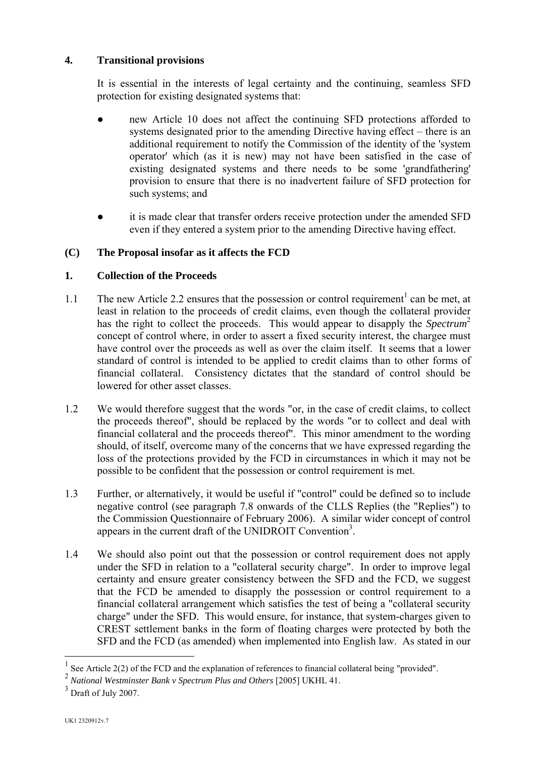## 4. Transitional provisions

It is essential in the interests of legal certainty and the continuing, seamless SFD protection for existing designated systems that:

- new Article 10 does not affect the continuing SFD protections afforded to systems designated prior to the amending Directive having effect – there is an additional requirement to notify the Commission of the identity of the 'system operator' which (as it is new) may not have been satisfied in the case of existing designated systems and there needs to be some 'grandfathering' provision to ensure that there is no inadvertent failure of SFD protection for such systems; and
- it is made clear that transfer orders receive protection under the amended SFD even if they entered a system prior to the amending Directive having effect.

## (C) The Proposal insofar as it affects the FCD

### 1. Collection of the Proceeds

1.1 The new Article 2.2 ensures that the possession or control requirement[1] can be met, at least in relation to the proceeds of credit claims, even though the collateral provider has the right to collect the proceeds. This would appear to disapply the *Spectrum*[2] concept of control where, in order to assert a fixed security interest, the chargee must have control over the proceeds as well as over the claim itself. It seems that a lower standard of control is intended to be applied to credit claims than to other forms of financial collateral. Consistency dictates that the standard of control should be lowered for other asset classes.

1.2 We would therefore suggest that the words "or, in the case of credit claims, to collect the proceeds thereof", should be replaced by the words "or to collect and deal with financial collateral and the proceeds thereof". This minor amendment to the wording should, of itself, overcome many of the concerns that we have expressed regarding the loss of the protections provided by the FCD in circumstances in which it may not be possible to be confident that the possession or control requirement is met.

1.3 Further, or alternatively, it would be useful if "control" could be defined so to include negative control (see paragraph 7.8 onwards of the CLLS Replies (the "Replies") to the Commission Questionnaire of February 2006). A similar wider concept of control appears in the current draft of the UNIDROIT Convention[3].

1.4 We should also point out that the possession or control requirement does not apply under the SFD in relation to a "collateral security charge". In order to improve legal certainty and ensure greater consistency between the SFD and the FCD, we suggest that the FCD be amended to disapply the possession or control requirement to a financial collateral arrangement which satisfies the test of being a "collateral security charge" under the SFD. This would ensure, for instance, that system-charges given to CREST settlement banks in the form of floating charges were protected by both the SFD and the FCD (as amended) when implemented into English law. As stated in our

---

[1] See Article 2(2) of the FCD and the explanation of references to financial collateral being "provided".

[2] *National Westminster Bank v Spectrum Plus and Others* [2005] UKHL 41.

[3] Draft of July 2007.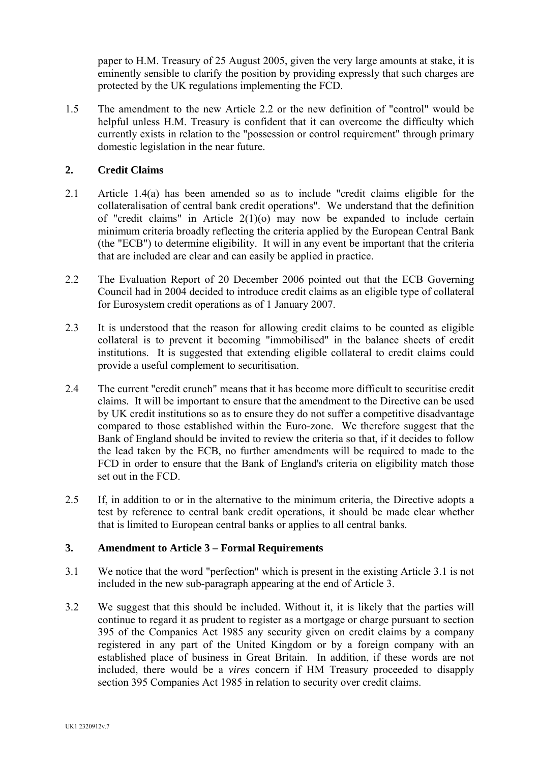paper to H.M. Treasury of 25 August 2005, given the very large amounts at stake, it is eminently sensible to clarify the position by providing expressly that such charges are protected by the UK regulations implementing the FCD.

1.5 The amendment to the new Article 2.2 or the new definition of "control" would be helpful unless H.M. Treasury is confident that it can overcome the difficulty which currently exists in relation to the "possession or control requirement" through primary domestic legislation in the near future.

## 2. Credit Claims

2.1 Article 1.4(a) has been amended so as to include "credit claims eligible for the collateralisation of central bank credit operations". We understand that the definition of "credit claims" in Article 2(1)(o) may now be expanded to include certain minimum criteria broadly reflecting the criteria applied by the European Central Bank (the "ECB") to determine eligibility. It will in any event be important that the criteria that are included are clear and can easily be applied in practice.

2.2 The Evaluation Report of 20 December 2006 pointed out that the ECB Governing Council had in 2004 decided to introduce credit claims as an eligible type of collateral for Eurosystem credit operations as of 1 January 2007.

2.3 It is understood that the reason for allowing credit claims to be counted as eligible collateral is to prevent it becoming "immobilised" in the balance sheets of credit institutions. It is suggested that extending eligible collateral to credit claims could provide a useful complement to securitisation.

2.4 The current "credit crunch" means that it has become more difficult to securitise credit claims. It will be important to ensure that the amendment to the Directive can be used by UK credit institutions so as to ensure they do not suffer a competitive disadvantage compared to those established within the Euro-zone. We therefore suggest that the Bank of England should be invited to review the criteria so that, if it decides to follow the lead taken by the ECB, no further amendments will be required to made to the FCD in order to ensure that the Bank of England's criteria on eligibility match those set out in the FCD.

2.5 If, in addition to or in the alternative to the minimum criteria, the Directive adopts a test by reference to central bank credit operations, it should be made clear whether that is limited to European central banks or applies to all central banks.

## 3. Amendment to Article 3 – Formal Requirements

3.1 We notice that the word "perfection" which is present in the existing Article 3.1 is not included in the new sub-paragraph appearing at the end of Article 3.

3.2 We suggest that this should be included. Without it, it is likely that the parties will continue to regard it as prudent to register as a mortgage or charge pursuant to section 395 of the Companies Act 1985 any security given on credit claims by a company registered in any part of the United Kingdom or by a foreign company with an established place of business in Great Britain. In addition, if these words are not included, there would be a *vires* concern if HM Treasury proceeded to disapply section 395 Companies Act 1985 in relation to security over credit claims.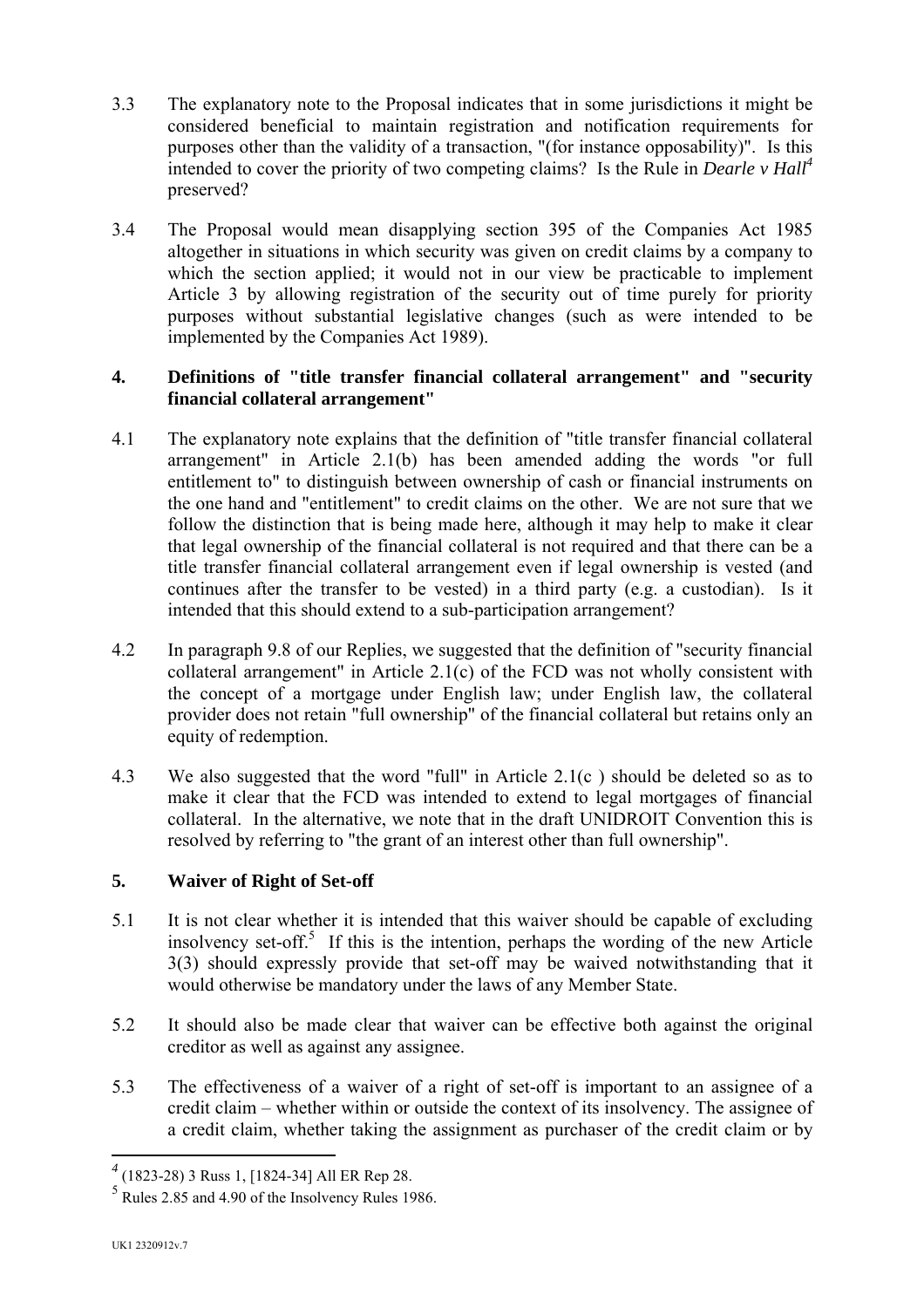3.3 The explanatory note to the Proposal indicates that in some jurisdictions it might be considered beneficial to maintain registration and notification requirements for purposes other than the validity of a transaction, "(for instance opposability)". Is this intended to cover the priority of two competing claims? Is the Rule in *Dearle v Hall*[4] preserved?

3.4 The Proposal would mean disapplying section 395 of the Companies Act 1985 altogether in situations in which security was given on credit claims by a company to which the section applied; it would not in our view be practicable to implement Article 3 by allowing registration of the security out of time purely for priority purposes without substantial legislative changes (such as were intended to be implemented by the Companies Act 1989).

## 4. Definitions of "title transfer financial collateral arrangement" and "security financial collateral arrangement"

4.1 The explanatory note explains that the definition of "title transfer financial collateral arrangement" in Article 2.1(b) has been amended adding the words "or full entitlement to" to distinguish between ownership of cash or financial instruments on the one hand and "entitlement" to credit claims on the other. We are not sure that we follow the distinction that is being made here, although it may help to make it clear that legal ownership of the financial collateral is not required and that there can be a title transfer financial collateral arrangement even if legal ownership is vested (and continues after the transfer to be vested) in a third party (e.g. a custodian). Is it intended that this should extend to a sub-participation arrangement?

4.2 In paragraph 9.8 of our Replies, we suggested that the definition of "security financial collateral arrangement" in Article 2.1(c) of the FCD was not wholly consistent with the concept of a mortgage under English law; under English law, the collateral provider does not retain "full ownership" of the financial collateral but retains only an equity of redemption.

4.3 We also suggested that the word "full" in Article 2.1(c ) should be deleted so as to make it clear that the FCD was intended to extend to legal mortgages of financial collateral. In the alternative, we note that in the draft UNIDROIT Convention this is resolved by referring to "the grant of an interest other than full ownership".

## 5. Waiver of Right of Set-off

5.1 It is not clear whether it is intended that this waiver should be capable of excluding insolvency set-off.[5] If this is the intention, perhaps the wording of the new Article 3(3) should expressly provide that set-off may be waived notwithstanding that it would otherwise be mandatory under the laws of any Member State.

5.2 It should also be made clear that waiver can be effective both against the original creditor as well as against any assignee.

5.3 The effectiveness of a waiver of a right of set-off is important to an assignee of a credit claim – whether within or outside the context of its insolvency. The assignee of a credit claim, whether taking the assignment as purchaser of the credit claim or by

---

[4] (1823-28) 3 Russ 1, [1824-34] All ER Rep 28.

[5] Rules 2.85 and 4.90 of the Insolvency Rules 1986.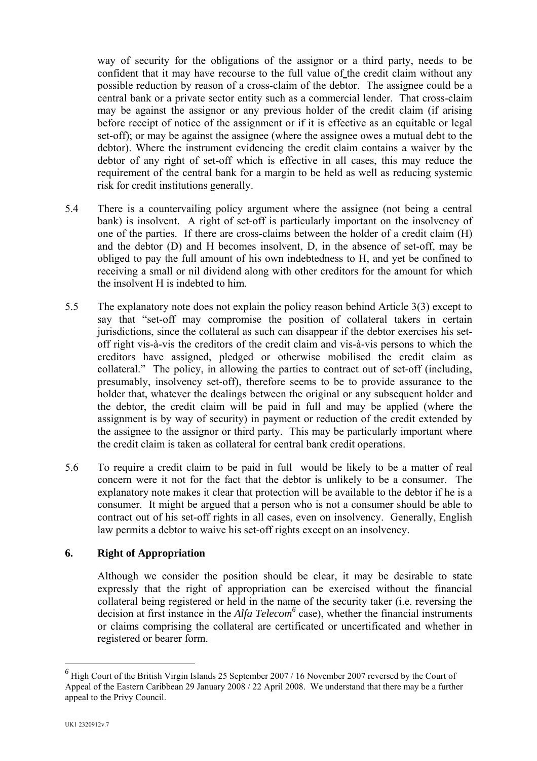way of security for the obligations of the assignor or a third party, needs to be confident that it may have recourse to the full value of the credit claim without any possible reduction by reason of a cross-claim of the debtor. The assignee could be a central bank or a private sector entity such as a commercial lender. That cross-claim may be against the assignor or any previous holder of the credit claim (if arising before receipt of notice of the assignment or if it is effective as an equitable or legal set-off); or may be against the assignee (where the assignee owes a mutual debt to the debtor). Where the instrument evidencing the credit claim contains a waiver by the debtor of any right of set-off which is effective in all cases, this may reduce the requirement of the central bank for a margin to be held as well as reducing systemic risk for credit institutions generally.

5.4 There is a countervailing policy argument where the assignee (not being a central bank) is insolvent. A right of set-off is particularly important on the insolvency of one of the parties. If there are cross-claims between the holder of a credit claim (H) and the debtor (D) and H becomes insolvent, D, in the absence of set-off, may be obliged to pay the full amount of his own indebtedness to H, and yet be confined to receiving a small or nil dividend along with other creditors for the amount for which the insolvent H is indebted to him.

5.5 The explanatory note does not explain the policy reason behind Article 3(3) except to say that "set-off may compromise the position of collateral takers in certain jurisdictions, since the collateral as such can disappear if the debtor exercises his set-off right vis-à-vis the creditors of the credit claim and vis-à-vis persons to which the creditors have assigned, pledged or otherwise mobilised the credit claim as collateral." The policy, in allowing the parties to contract out of set-off (including, presumably, insolvency set-off), therefore seems to be to provide assurance to the holder that, whatever the dealings between the original or any subsequent holder and the debtor, the credit claim will be paid in full and may be applied (where the assignment is by way of security) in payment or reduction of the credit extended by the assignee to the assignor or third party. This may be particularly important where the credit claim is taken as collateral for central bank credit operations.

5.6 To require a credit claim to be paid in full would be likely to be a matter of real concern were it not for the fact that the debtor is unlikely to be a consumer. The explanatory note makes it clear that protection will be available to the debtor if he is a consumer. It might be argued that a person who is not a consumer should be able to contract out of his set-off rights in all cases, even on insolvency. Generally, English law permits a debtor to waive his set-off rights except on an insolvency.

## 6. Right of Appropriation

Although we consider the position should be clear, it may be desirable to state expressly that the right of appropriation can be exercised without the financial collateral being registered or held in the name of the security taker (i.e. reversing the decision at first instance in the *Alfa Telecom*[6] case), whether the financial instruments or claims comprising the collateral are certificated or uncertificated and whether in registered or bearer form.

[6] High Court of the British Virgin Islands 25 September 2007 / 16 November 2007 reversed by the Court of Appeal of the Eastern Caribbean 29 January 2008 / 22 April 2008. We understand that there may be a further appeal to the Privy Council.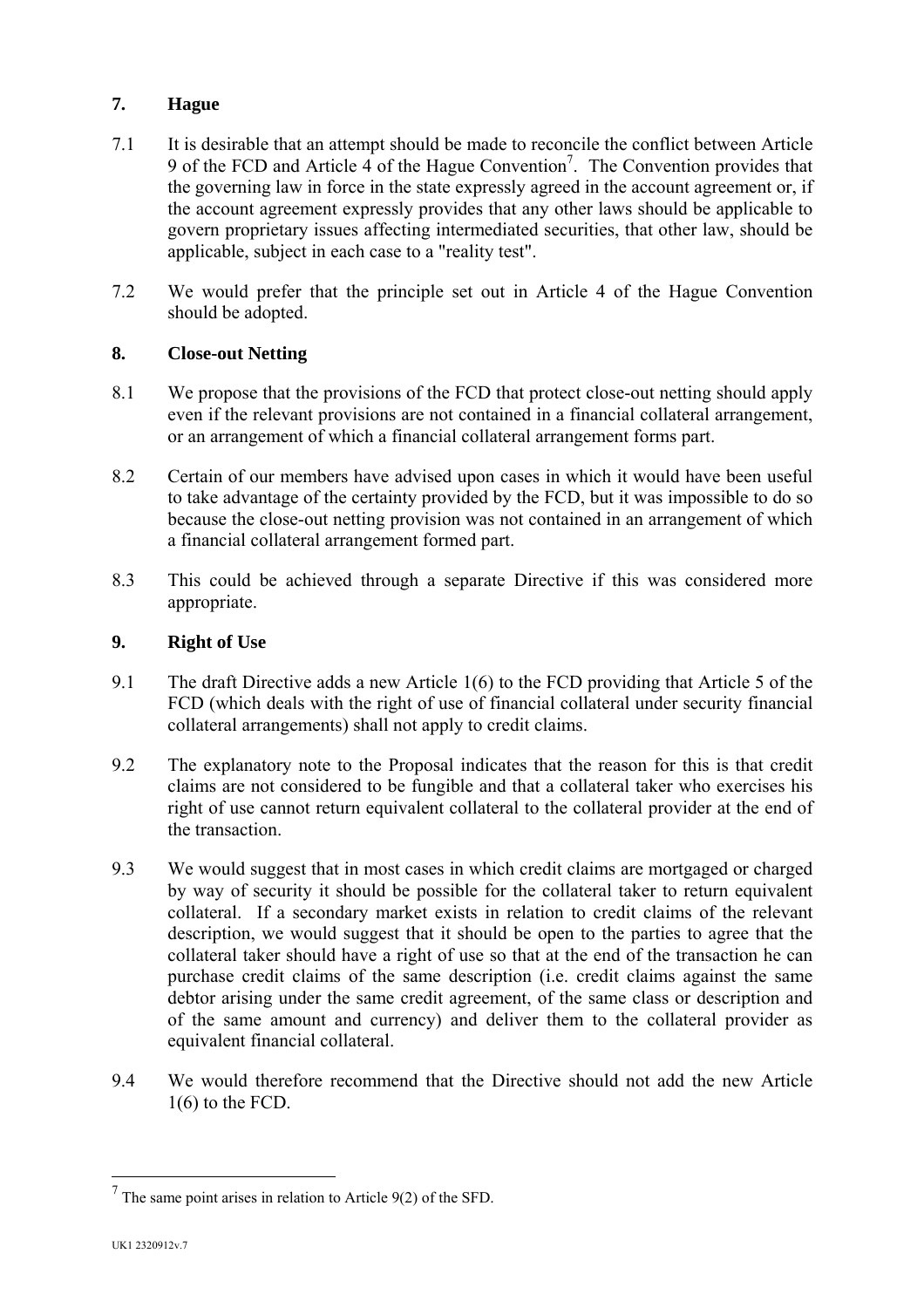## 7. Hague

7.1 It is desirable that an attempt should be made to reconcile the conflict between Article 9 of the FCD and Article 4 of the Hague Convention[7]. The Convention provides that the governing law in force in the state expressly agreed in the account agreement or, if the account agreement expressly provides that any other laws should be applicable to govern proprietary issues affecting intermediated securities, that other law, should be applicable, subject in each case to a "reality test".

7.2 We would prefer that the principle set out in Article 4 of the Hague Convention should be adopted.

## 8. Close-out Netting

8.1 We propose that the provisions of the FCD that protect close-out netting should apply even if the relevant provisions are not contained in a financial collateral arrangement, or an arrangement of which a financial collateral arrangement forms part.

8.2 Certain of our members have advised upon cases in which it would have been useful to take advantage of the certainty provided by the FCD, but it was impossible to do so because the close-out netting provision was not contained in an arrangement of which a financial collateral arrangement formed part.

8.3 This could be achieved through a separate Directive if this was considered more appropriate.

## 9. Right of Use

9.1 The draft Directive adds a new Article 1(6) to the FCD providing that Article 5 of the FCD (which deals with the right of use of financial collateral under security financial collateral arrangements) shall not apply to credit claims.

9.2 The explanatory note to the Proposal indicates that the reason for this is that credit claims are not considered to be fungible and that a collateral taker who exercises his right of use cannot return equivalent collateral to the collateral provider at the end of the transaction.

9.3 We would suggest that in most cases in which credit claims are mortgaged or charged by way of security it should be possible for the collateral taker to return equivalent collateral. If a secondary market exists in relation to credit claims of the relevant description, we would suggest that it should be open to the parties to agree that the collateral taker should have a right of use so that at the end of the transaction he can purchase credit claims of the same description (i.e. credit claims against the same debtor arising under the same credit agreement, of the same class or description and of the same amount and currency) and deliver them to the collateral provider as equivalent financial collateral.

9.4 We would therefore recommend that the Directive should not add the new Article 1(6) to the FCD.

---

[7] The same point arises in relation to Article 9(2) of the SFD.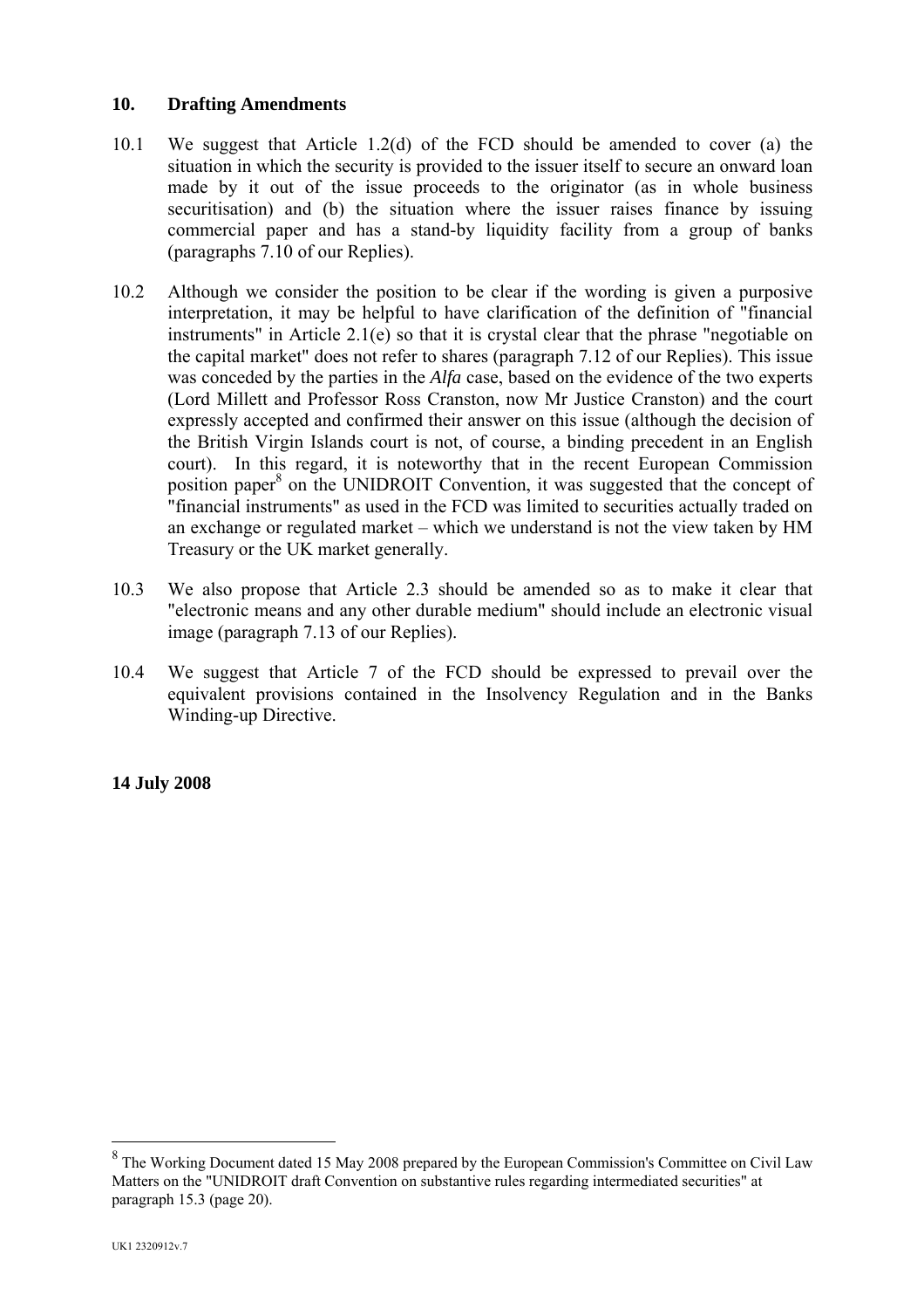## 10. Drafting Amendments

10.1 We suggest that Article 1.2(d) of the FCD should be amended to cover (a) the situation in which the security is provided to the issuer itself to secure an onward loan made by it out of the issue proceeds to the originator (as in whole business securitisation) and (b) the situation where the issuer raises finance by issuing commercial paper and has a stand-by liquidity facility from a group of banks (paragraphs 7.10 of our Replies).

10.2 Although we consider the position to be clear if the wording is given a purposive interpretation, it may be helpful to have clarification of the definition of "financial instruments" in Article 2.1(e) so that it is crystal clear that the phrase "negotiable on the capital market" does not refer to shares (paragraph 7.12 of our Replies). This issue was conceded by the parties in the *Alfa* case, based on the evidence of the two experts (Lord Millett and Professor Ross Cranston, now Mr Justice Cranston) and the court expressly accepted and confirmed their answer on this issue (although the decision of the British Virgin Islands court is not, of course, a binding precedent in an English court). In this regard, it is noteworthy that in the recent European Commission position paper[8] on the UNIDROIT Convention, it was suggested that the concept of "financial instruments" as used in the FCD was limited to securities actually traded on an exchange or regulated market – which we understand is not the view taken by HM Treasury or the UK market generally.

10.3 We also propose that Article 2.3 should be amended so as to make it clear that "electronic means and any other durable medium" should include an electronic visual image (paragraph 7.13 of our Replies).

10.4 We suggest that Article 7 of the FCD should be expressed to prevail over the equivalent provisions contained in the Insolvency Regulation and in the Banks Winding-up Directive.

**14 July 2008**

---

[8] The Working Document dated 15 May 2008 prepared by the European Commission's Committee on Civil Law Matters on the "UNIDROIT draft Convention on substantive rules regarding intermediated securities" at paragraph 15.3 (page 20).

UK1 2320912v.7